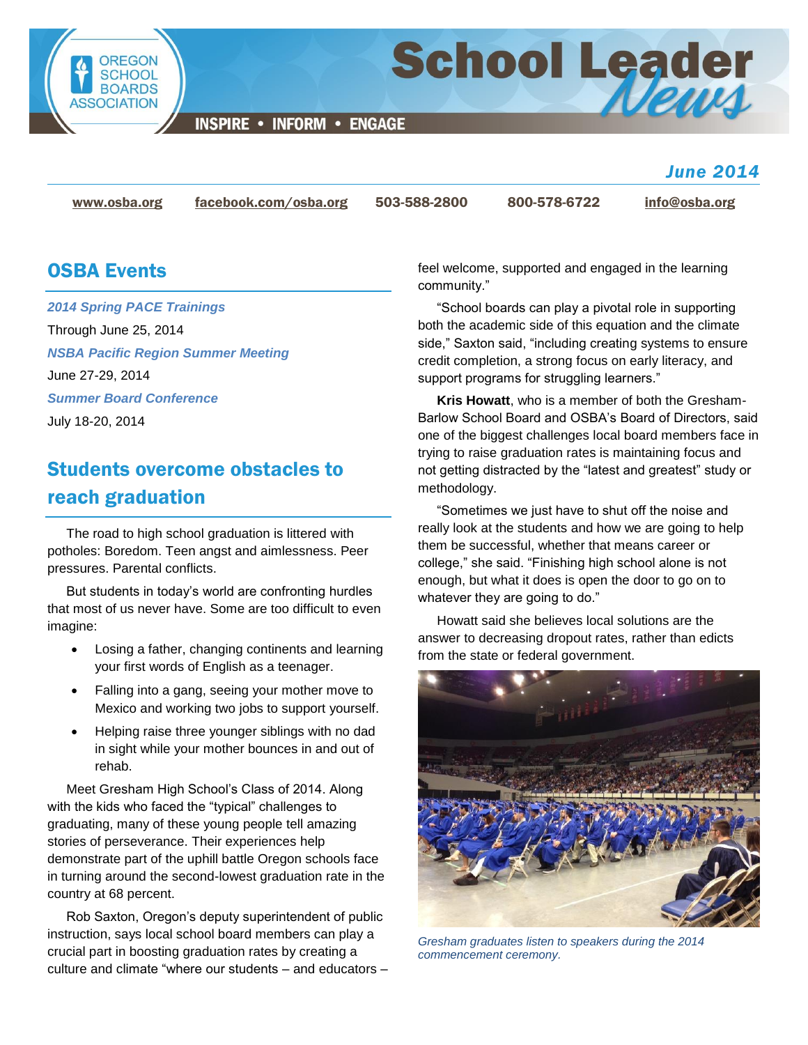# School Leader News

INSPIRE • INFORM • ENGAGE

*June 2014*

www.osba.org | facebook.com/osba.org | 503-588-2800 | 800-578-6722 | info@osba.org

## OSBA Events

***2014 Spring PACE Trainings***

Through June 25, 2014

***NSBA Pacific Region Summer Meeting***

June 27-29, 2014

***Summer Board Conference***

July 18-20, 2014

## Students overcome obstacles to reach graduation

The road to high school graduation is littered with potholes: Boredom. Teen angst and aimlessness. Peer pressures. Parental conflicts.

But students in today's world are confronting hurdles that most of us never have. Some are too difficult to even imagine:

- Losing a father, changing continents and learning your first words of English as a teenager.
- Falling into a gang, seeing your mother move to Mexico and working two jobs to support yourself.
- Helping raise three younger siblings with no dad in sight while your mother bounces in and out of rehab.

Meet Gresham High School's Class of 2014. Along with the kids who faced the "typical" challenges to graduating, many of these young people tell amazing stories of perseverance. Their experiences help demonstrate part of the uphill battle Oregon schools face in turning around the second-lowest graduation rate in the country at 68 percent.

Rob Saxton, Oregon's deputy superintendent of public instruction, says local school board members can play a crucial part in boosting graduation rates by creating a culture and climate "where our students – and educators – feel welcome, supported and engaged in the learning community."

"School boards can play a pivotal role in supporting both the academic side of this equation and the climate side," Saxton said, "including creating systems to ensure credit completion, a strong focus on early literacy, and support programs for struggling learners."

**Kris Howatt**, who is a member of both the Gresham-Barlow School Board and OSBA's Board of Directors, said one of the biggest challenges local board members face in trying to raise graduation rates is maintaining focus and not getting distracted by the "latest and greatest" study or methodology.

"Sometimes we just have to shut off the noise and really look at the students and how we are going to help them be successful, whether that means career or college," she said. "Finishing high school alone is not enough, but what it does is open the door to go on to whatever they are going to do."

Howatt said she believes local solutions are the answer to decreasing dropout rates, rather than edicts from the state or federal government.

*Gresham graduates listen to speakers during the 2014 commencement ceremony.*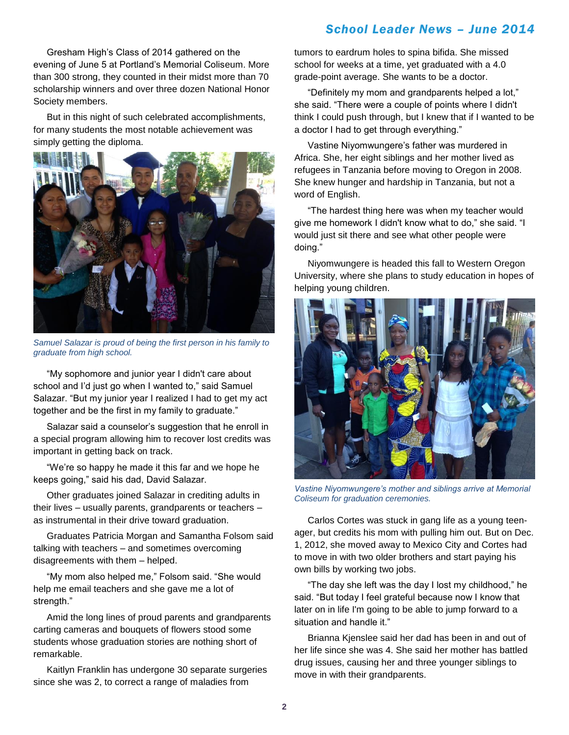Gresham High's Class of 2014 gathered on the evening of June 5 at Portland's Memorial Coliseum. More than 300 strong, they counted in their midst more than 70 scholarship winners and over three dozen National Honor Society members.

But in this night of such celebrated accomplishments, for many students the most notable achievement was simply getting the diploma.

*Samuel Salazar is proud of being the first person in his family to graduate from high school.*

"My sophomore and junior year I didn't care about school and I'd just go when I wanted to," said Samuel Salazar. "But my junior year I realized I had to get my act together and be the first in my family to graduate."

Salazar said a counselor's suggestion that he enroll in a special program allowing him to recover lost credits was important in getting back on track.

"We're so happy he made it this far and we hope he keeps going," said his dad, David Salazar.

Other graduates joined Salazar in crediting adults in their lives – usually parents, grandparents or teachers – as instrumental in their drive toward graduation.

Graduates Patricia Morgan and Samantha Folsom said talking with teachers – and sometimes overcoming disagreements with them – helped.

"My mom also helped me," Folsom said. "She would help me email teachers and she gave me a lot of strength."

Amid the long lines of proud parents and grandparents carting cameras and bouquets of flowers stood some students whose graduation stories are nothing short of remarkable.

Kaitlyn Franklin has undergone 30 separate surgeries since she was 2, to correct a range of maladies from tumors to eardrum holes to spina bifida. She missed school for weeks at a time, yet graduated with a 4.0 grade-point average. She wants to be a doctor.

"Definitely my mom and grandparents helped a lot," she said. "There were a couple of points where I didn't think I could push through, but I knew that if I wanted to be a doctor I had to get through everything."

Vastine Niyomwungere's father was murdered in Africa. She, her eight siblings and her mother lived as refugees in Tanzania before moving to Oregon in 2008. She knew hunger and hardship in Tanzania, but not a word of English.

"The hardest thing here was when my teacher would give me homework I didn't know what to do," she said. "I would just sit there and see what other people were doing."

Niyomwungere is headed this fall to Western Oregon University, where she plans to study education in hopes of helping young children.

*Vastine Niyomwungere's mother and siblings arrive at Memorial Coliseum for graduation ceremonies.*

Carlos Cortes was stuck in gang life as a young teenager, but credits his mom with pulling him out. But on Dec. 1, 2012, she moved away to Mexico City and Cortes had to move in with two older brothers and start paying his own bills by working two jobs.

"The day she left was the day I lost my childhood," he said. "But today I feel grateful because now I know that later on in life I'm going to be able to jump forward to a situation and handle it."

Brianna Kjenslee said her dad has been in and out of her life since she was 4. She said her mother has battled drug issues, causing her and three younger siblings to move in with their grandparents.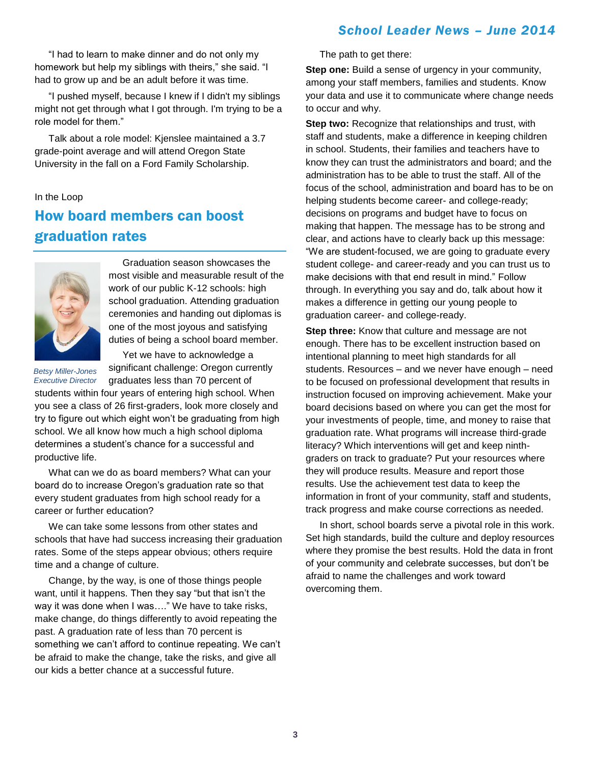"I had to learn to make dinner and do not only my homework but help my siblings with theirs," she said. "I had to grow up and be an adult before it was time.

"I pushed myself, because I knew if I didn't my siblings might not get through what I got through. I'm trying to be a role model for them."

Talk about a role model: Kjenslee maintained a 3.7 grade-point average and will attend Oregon State University in the fall on a Ford Family Scholarship.

In the Loop

## How board members can boost graduation rates

*Betsy Miller-Jones*
*Executive Director*

Graduation season showcases the most visible and measurable result of the work of our public K-12 schools: high school graduation. Attending graduation ceremonies and handing out diplomas is one of the most joyous and satisfying duties of being a school board member.

Yet we have to acknowledge a significant challenge: Oregon currently graduates less than 70 percent of students within four years of entering high school. When you see a class of 26 first-graders, look more closely and try to figure out which eight won't be graduating from high school. We all know how much a high school diploma determines a student's chance for a successful and productive life.

What can we do as board members? What can your board do to increase Oregon's graduation rate so that every student graduates from high school ready for a career or further education?

We can take some lessons from other states and schools that have had success increasing their graduation rates. Some of the steps appear obvious; others require time and a change of culture.

Change, by the way, is one of those things people want, until it happens. Then they say "but that isn't the way it was done when I was…." We have to take risks, make change, do things differently to avoid repeating the past. A graduation rate of less than 70 percent is something we can't afford to continue repeating. We can't be afraid to make the change, take the risks, and give all our kids a better chance at a successful future.

The path to get there:

**Step one:** Build a sense of urgency in your community, among your staff members, families and students. Know your data and use it to communicate where change needs to occur and why.

**Step two:** Recognize that relationships and trust, with staff and students, make a difference in keeping children in school. Students, their families and teachers have to know they can trust the administrators and board; and the administration has to be able to trust the staff. All of the focus of the school, administration and board has to be on helping students become career- and college-ready; decisions on programs and budget have to focus on making that happen. The message has to be strong and clear, and actions have to clearly back up this message: "We are student-focused, we are going to graduate every student college- and career-ready and you can trust us to make decisions with that end result in mind." Follow through. In everything you say and do, talk about how it makes a difference in getting our young people to graduation career- and college-ready.

**Step three:** Know that culture and message are not enough. There has to be excellent instruction based on intentional planning to meet high standards for all students. Resources – and we never have enough – need to be focused on professional development that results in instruction focused on improving achievement. Make your board decisions based on where you can get the most for your investments of people, time, and money to raise that graduation rate. What programs will increase third-grade literacy? Which interventions will get and keep ninth-graders on track to graduate? Put your resources where they will produce results. Measure and report those results. Use the achievement test data to keep the information in front of your community, staff and students, track progress and make course corrections as needed.

In short, school boards serve a pivotal role in this work. Set high standards, build the culture and deploy resources where they promise the best results. Hold the data in front of your community and celebrate successes, but don't be afraid to name the challenges and work toward overcoming them.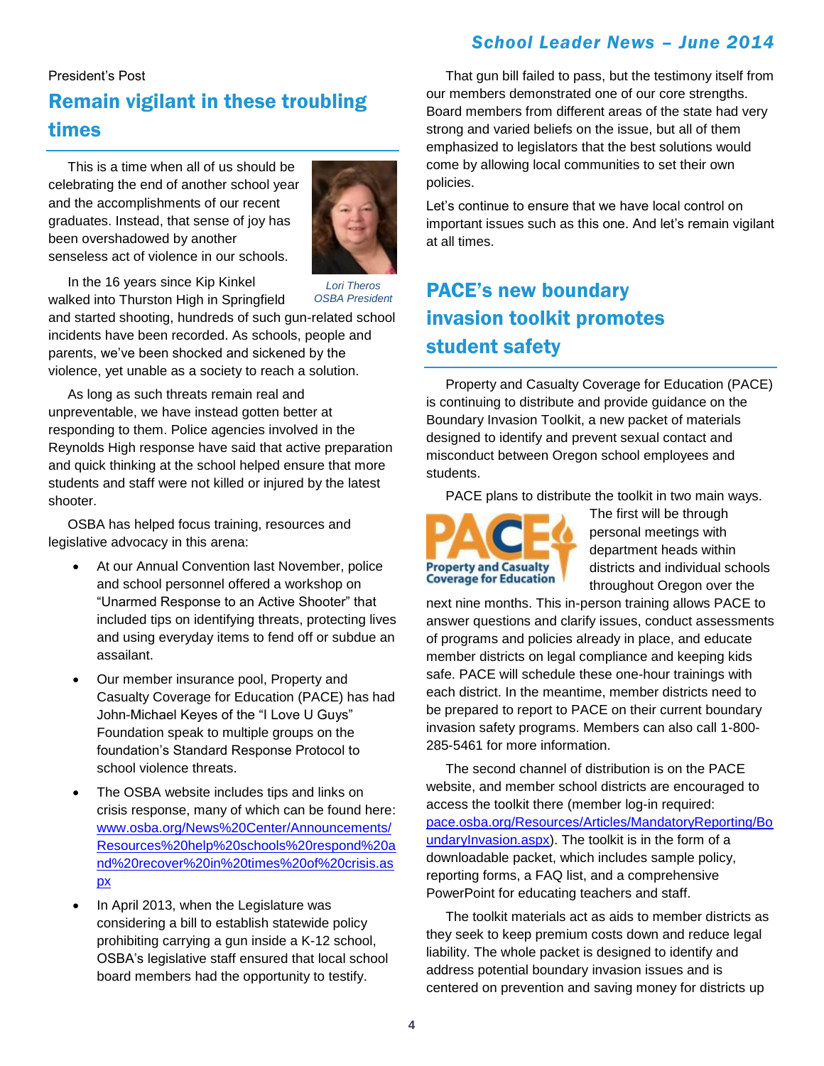President's Post

## Remain vigilant in these troubling times

This is a time when all of us should be celebrating the end of another school year and the accomplishments of our recent graduates. Instead, that sense of joy has been overshadowed by another senseless act of violence in our schools.

*Lori Theros*
*OSBA President*

In the 16 years since Kip Kinkel walked into Thurston High in Springfield and started shooting, hundreds of such gun-related school incidents have been recorded. As schools, people and parents, we've been shocked and sickened by the violence, yet unable as a society to reach a solution.

As long as such threats remain real and unpreventable, we have instead gotten better at responding to them. Police agencies involved in the Reynolds High response have said that active preparation and quick thinking at the school helped ensure that more students and staff were not killed or injured by the latest shooter.

OSBA has helped focus training, resources and legislative advocacy in this arena:

- At our Annual Convention last November, police and school personnel offered a workshop on "Unarmed Response to an Active Shooter" that included tips on identifying threats, protecting lives and using everyday items to fend off or subdue an assailant.
- Our member insurance pool, Property and Casualty Coverage for Education (PACE) has had John-Michael Keyes of the "I Love U Guys" Foundation speak to multiple groups on the foundation's Standard Response Protocol to school violence threats.
- The OSBA website includes tips and links on crisis response, many of which can be found here: [www.osba.org/News%20Center/Announcements/Resources%20help%20schools%20respond%20and%20recover%20in%20times%20of%20crisis.aspx](www.osba.org/News%20Center/Announcements/Resources%20help%20schools%20respond%20and%20recover%20in%20times%20of%20crisis.aspx)
- In April 2013, when the Legislature was considering a bill to establish statewide policy prohibiting carrying a gun inside a K-12 school, OSBA's legislative staff ensured that local school board members had the opportunity to testify.

That gun bill failed to pass, but the testimony itself from our members demonstrated one of our core strengths. Board members from different areas of the state had very strong and varied beliefs on the issue, but all of them emphasized to legislators that the best solutions would come by allowing local communities to set their own policies.

Let's continue to ensure that we have local control on important issues such as this one. And let's remain vigilant at all times.

## PACE's new boundary invasion toolkit promotes student safety

Property and Casualty Coverage for Education (PACE) is continuing to distribute and provide guidance on the Boundary Invasion Toolkit, a new packet of materials designed to identify and prevent sexual contact and misconduct between Oregon school employees and students.

PACE plans to distribute the toolkit in two main ways. The first will be through personal meetings with department heads within districts and individual schools throughout Oregon over the next nine months. This in-person training allows PACE to answer questions and clarify issues, conduct assessments of programs and policies already in place, and educate member districts on legal compliance and keeping kids safe. PACE will schedule these one-hour trainings with each district. In the meantime, member districts need to be prepared to report to PACE on their current boundary invasion safety programs. Members can also call 1-800-285-5461 for more information.

The second channel of distribution is on the PACE website, and member school districts are encouraged to access the toolkit there (member log-in required: [pace.osba.org/Resources/Articles/MandatoryReporting/BoundaryInvasion.aspx](pace.osba.org/Resources/Articles/MandatoryReporting/BoundaryInvasion.aspx)). The toolkit is in the form of a downloadable packet, which includes sample policy, reporting forms, a FAQ list, and a comprehensive PowerPoint for educating teachers and staff.

The toolkit materials act as aids to member districts as they seek to keep premium costs down and reduce legal liability. The whole packet is designed to identify and address potential boundary invasion issues and is centered on prevention and saving money for districts up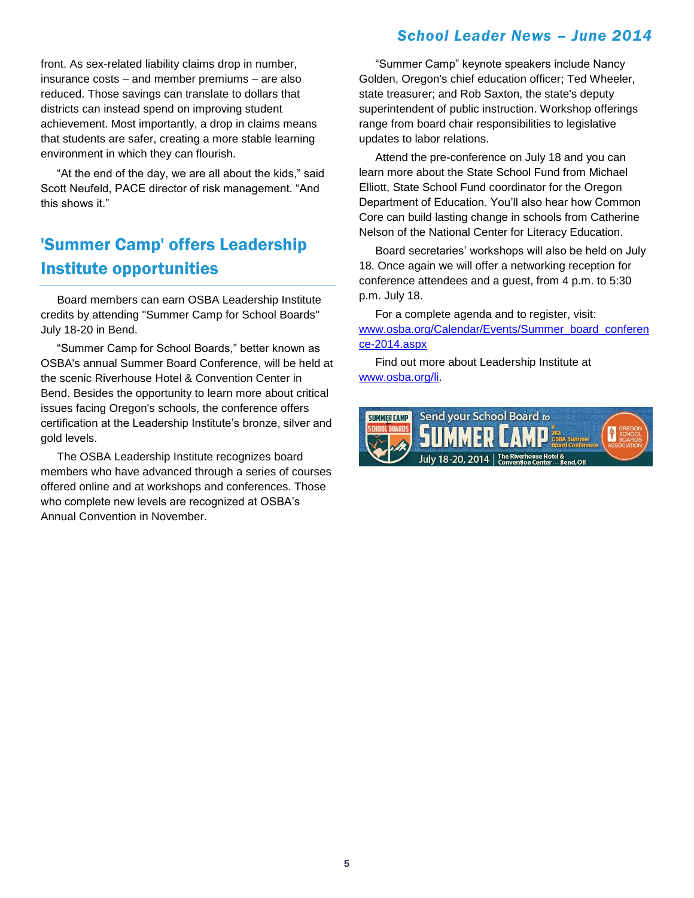front. As sex-related liability claims drop in number, insurance costs – and member premiums – are also reduced. Those savings can translate to dollars that districts can instead spend on improving student achievement. Most importantly, a drop in claims means that students are safer, creating a more stable learning environment in which they can flourish.

"At the end of the day, we are all about the kids," said Scott Neufeld, PACE director of risk management. "And this shows it."

## 'Summer Camp' offers Leadership Institute opportunities

Board members can earn OSBA Leadership Institute credits by attending "Summer Camp for School Boards" July 18-20 in Bend.

"Summer Camp for School Boards," better known as OSBA's annual Summer Board Conference, will be held at the scenic Riverhouse Hotel & Convention Center in Bend. Besides the opportunity to learn more about critical issues facing Oregon's schools, the conference offers certification at the Leadership Institute's bronze, silver and gold levels.

The OSBA Leadership Institute recognizes board members who have advanced through a series of courses offered online and at workshops and conferences. Those who complete new levels are recognized at OSBA's Annual Convention in November.

"Summer Camp" keynote speakers include Nancy Golden, Oregon's chief education officer; Ted Wheeler, state treasurer; and Rob Saxton, the state's deputy superintendent of public instruction. Workshop offerings range from board chair responsibilities to legislative updates to labor relations.

Attend the pre-conference on July 18 and you can learn more about the State School Fund from Michael Elliott, State School Fund coordinator for the Oregon Department of Education. You'll also hear how Common Core can build lasting change in schools from Catherine Nelson of the National Center for Literacy Education.

Board secretaries' workshops will also be held on July 18. Once again we will offer a networking reception for conference attendees and a guest, from 4 p.m. to 5:30 p.m. July 18.

For a complete agenda and to register, visit: [www.osba.org/Calendar/Events/Summer_board_conference-2014.aspx](www.osba.org/Calendar/Events/Summer_board_conference-2014.aspx)

Find out more about Leadership Institute at [www.osba.org/li](www.osba.org/li).

Summer Camp for School Boards
Send your School Board to SUMMER CAMP aka OSBA Summer Board Conference
July 18-20, 2014 | The Riverhouse Hotel & Convention Center — Bend, OR
Oregon School Boards Association